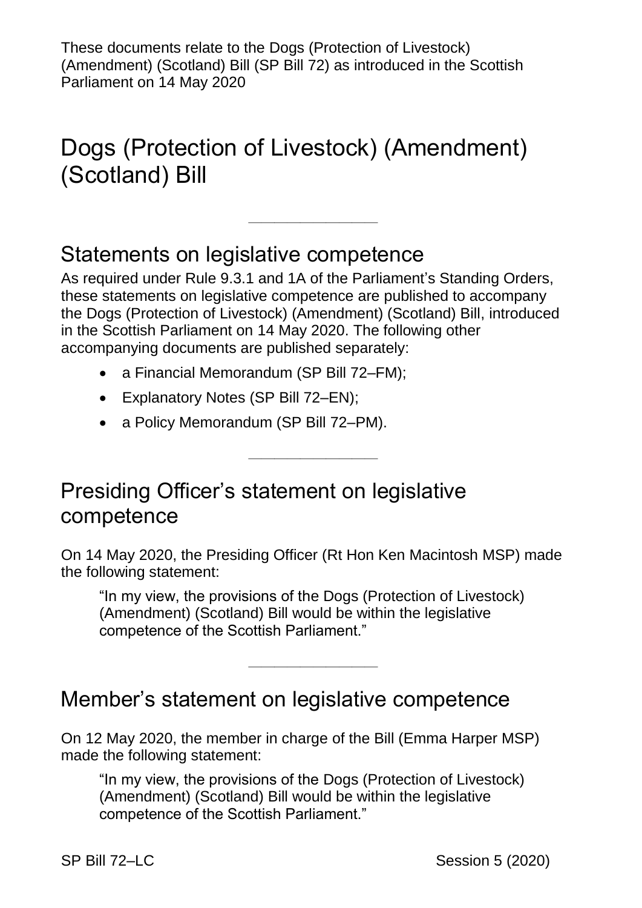These documents relate to the Dogs (Protection of Livestock) (Amendment) (Scotland) Bill (SP Bill 72) as introduced in the Scottish Parliament on 14 May 2020

# Dogs (Protection of Livestock) (Amendment) (Scotland) Bill

---

## Statements on legislative competence

As required under Rule 9.3.1 and 1A of the Parliament's Standing Orders, these statements on legislative competence are published to accompany the Dogs (Protection of Livestock) (Amendment) (Scotland) Bill, introduced in the Scottish Parliament on 14 May 2020. The following other accompanying documents are published separately:

- a Financial Memorandum (SP Bill 72–FM);
- Explanatory Notes (SP Bill 72–EN);
- a Policy Memorandum (SP Bill 72–PM).

---

## Presiding Officer's statement on legislative competence

On 14 May 2020, the Presiding Officer (Rt Hon Ken Macintosh MSP) made the following statement:

> "In my view, the provisions of the Dogs (Protection of Livestock) (Amendment) (Scotland) Bill would be within the legislative competence of the Scottish Parliament."

---

## Member's statement on legislative competence

On 12 May 2020, the member in charge of the Bill (Emma Harper MSP) made the following statement:

> "In my view, the provisions of the Dogs (Protection of Livestock) (Amendment) (Scotland) Bill would be within the legislative competence of the Scottish Parliament."

SP Bill 72–LC Session 5 (2020)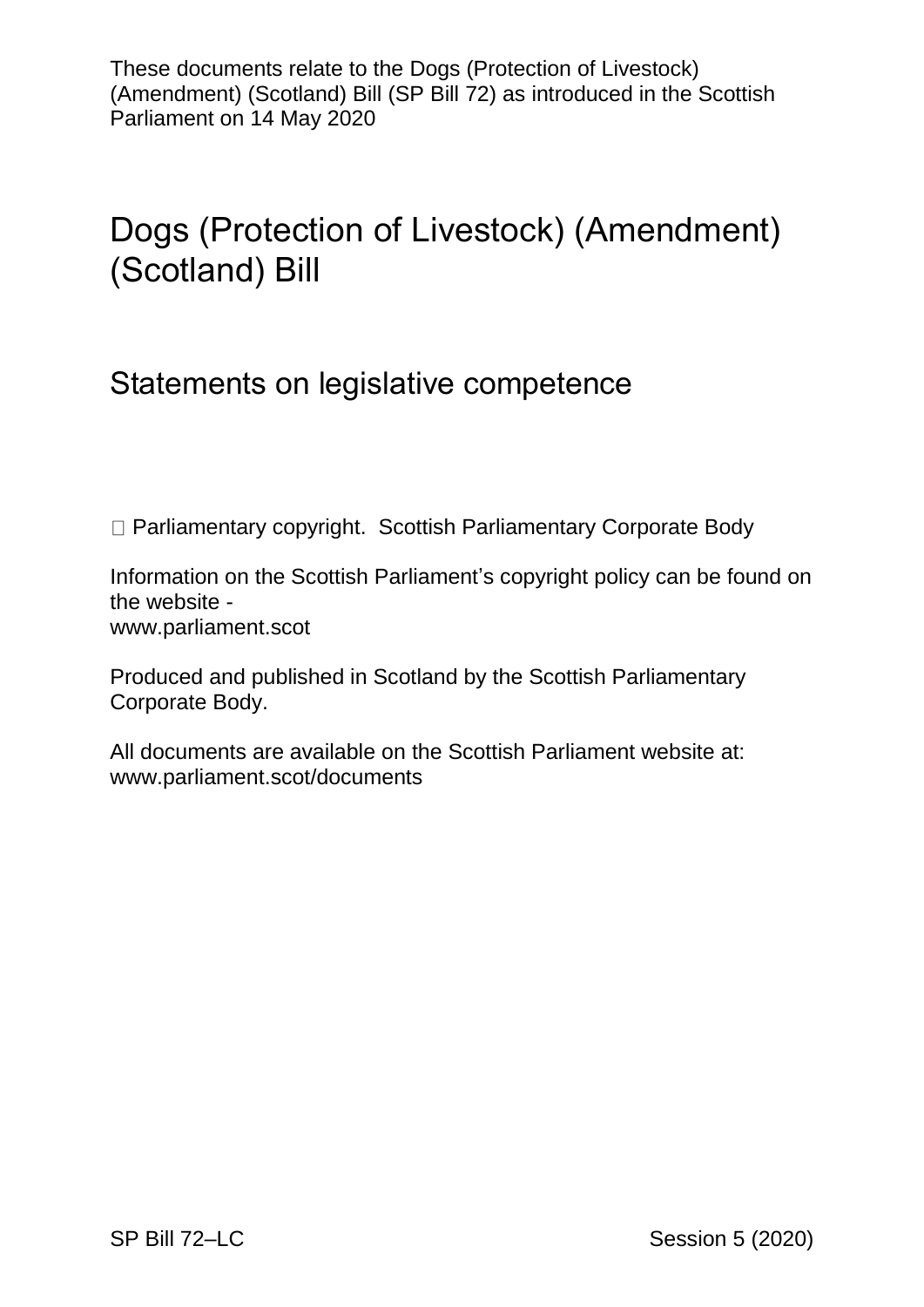These documents relate to the Dogs (Protection of Livestock) (Amendment) (Scotland) Bill (SP Bill 72) as introduced in the Scottish Parliament on 14 May 2020

# Dogs (Protection of Livestock) (Amendment) (Scotland) Bill

## Statements on legislative competence

 Parliamentary copyright. Scottish Parliamentary Corporate Body

Information on the Scottish Parliament's copyright policy can be found on the website -
www.parliament.scot

Produced and published in Scotland by the Scottish Parliamentary Corporate Body.

All documents are available on the Scottish Parliament website at:
www.parliament.scot/documents

SP Bill 72–LC Session 5 (2020)